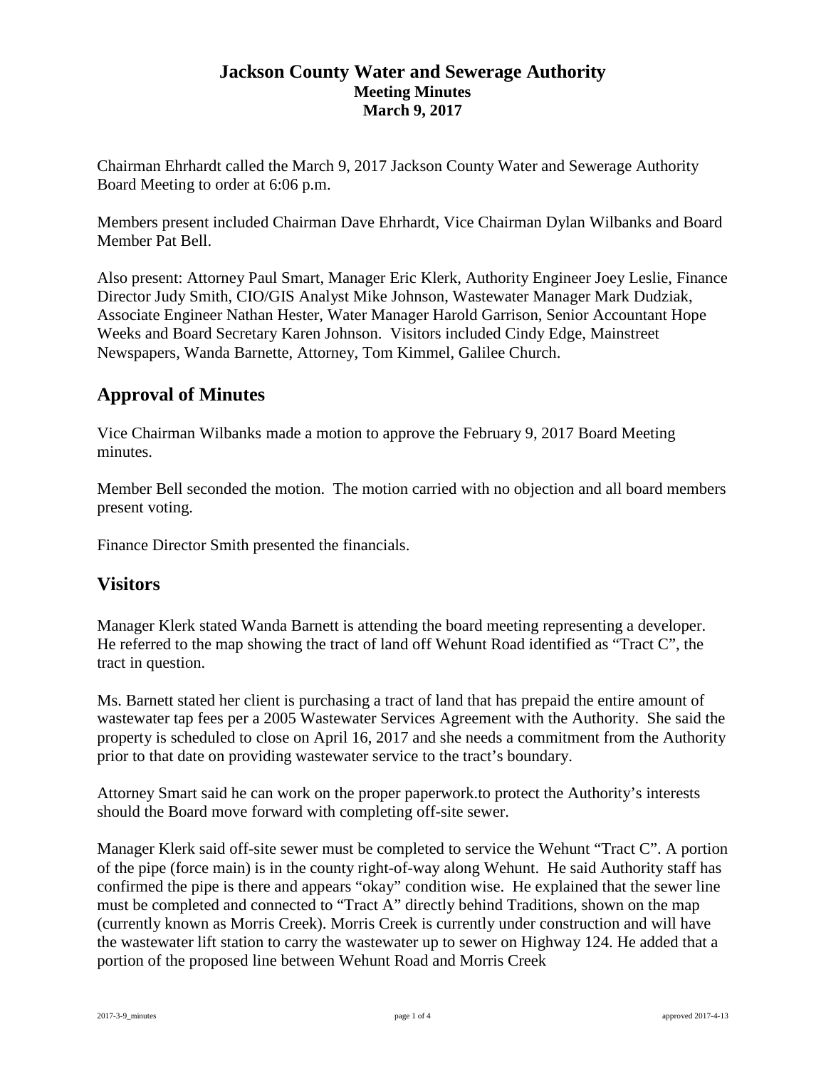# Jackson County Water and Sewerage Authority

**Meeting Minutes**

**March 9, 2017**

Chairman Ehrhardt called the March 9, 2017 Jackson County Water and Sewerage Authority Board Meeting to order at 6:06 p.m.

Members present included Chairman Dave Ehrhardt, Vice Chairman Dylan Wilbanks and Board Member Pat Bell.

Also present: Attorney Paul Smart, Manager Eric Klerk, Authority Engineer Joey Leslie, Finance Director Judy Smith, CIO/GIS Analyst Mike Johnson, Wastewater Manager Mark Dudziak, Associate Engineer Nathan Hester, Water Manager Harold Garrison, Senior Accountant Hope Weeks and Board Secretary Karen Johnson. Visitors included Cindy Edge, Mainstreet Newspapers, Wanda Barnette, Attorney, Tom Kimmel, Galilee Church.

## Approval of Minutes

Vice Chairman Wilbanks made a motion to approve the February 9, 2017 Board Meeting minutes.

Member Bell seconded the motion. The motion carried with no objection and all board members present voting.

Finance Director Smith presented the financials.

## Visitors

Manager Klerk stated Wanda Barnett is attending the board meeting representing a developer. He referred to the map showing the tract of land off Wehunt Road identified as "Tract C", the tract in question.

Ms. Barnett stated her client is purchasing a tract of land that has prepaid the entire amount of wastewater tap fees per a 2005 Wastewater Services Agreement with the Authority. She said the property is scheduled to close on April 16, 2017 and she needs a commitment from the Authority prior to that date on providing wastewater service to the tract's boundary.

Attorney Smart said he can work on the proper paperwork.to protect the Authority's interests should the Board move forward with completing off-site sewer.

Manager Klerk said off-site sewer must be completed to service the Wehunt "Tract C". A portion of the pipe (force main) is in the county right-of-way along Wehunt. He said Authority staff has confirmed the pipe is there and appears "okay" condition wise. He explained that the sewer line must be completed and connected to "Tract A" directly behind Traditions, shown on the map (currently known as Morris Creek). Morris Creek is currently under construction and will have the wastewater lift station to carry the wastewater up to sewer on Highway 124. He added that a portion of the proposed line between Wehunt Road and Morris Creek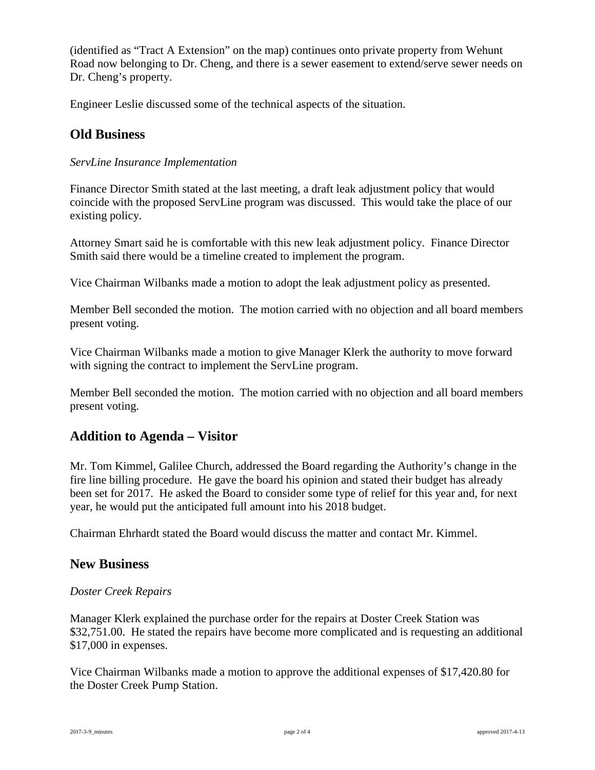(identified as "Tract A Extension" on the map) continues onto private property from Wehunt Road now belonging to Dr. Cheng, and there is a sewer easement to extend/serve sewer needs on Dr. Cheng's property.

Engineer Leslie discussed some of the technical aspects of the situation.

## Old Business

*ServLine Insurance Implementation*

Finance Director Smith stated at the last meeting, a draft leak adjustment policy that would coincide with the proposed ServLine program was discussed. This would take the place of our existing policy.

Attorney Smart said he is comfortable with this new leak adjustment policy. Finance Director Smith said there would be a timeline created to implement the program.

Vice Chairman Wilbanks made a motion to adopt the leak adjustment policy as presented.

Member Bell seconded the motion. The motion carried with no objection and all board members present voting.

Vice Chairman Wilbanks made a motion to give Manager Klerk the authority to move forward with signing the contract to implement the ServLine program.

Member Bell seconded the motion. The motion carried with no objection and all board members present voting.

## Addition to Agenda – Visitor

Mr. Tom Kimmel, Galilee Church, addressed the Board regarding the Authority's change in the fire line billing procedure. He gave the board his opinion and stated their budget has already been set for 2017. He asked the Board to consider some type of relief for this year and, for next year, he would put the anticipated full amount into his 2018 budget.

Chairman Ehrhardt stated the Board would discuss the matter and contact Mr. Kimmel.

## New Business

*Doster Creek Repairs*

Manager Klerk explained the purchase order for the repairs at Doster Creek Station was $32,751.00. He stated the repairs have become more complicated and is requesting an additional $17,000 in expenses.

Vice Chairman Wilbanks made a motion to approve the additional expenses of $17,420.80 for the Doster Creek Pump Station.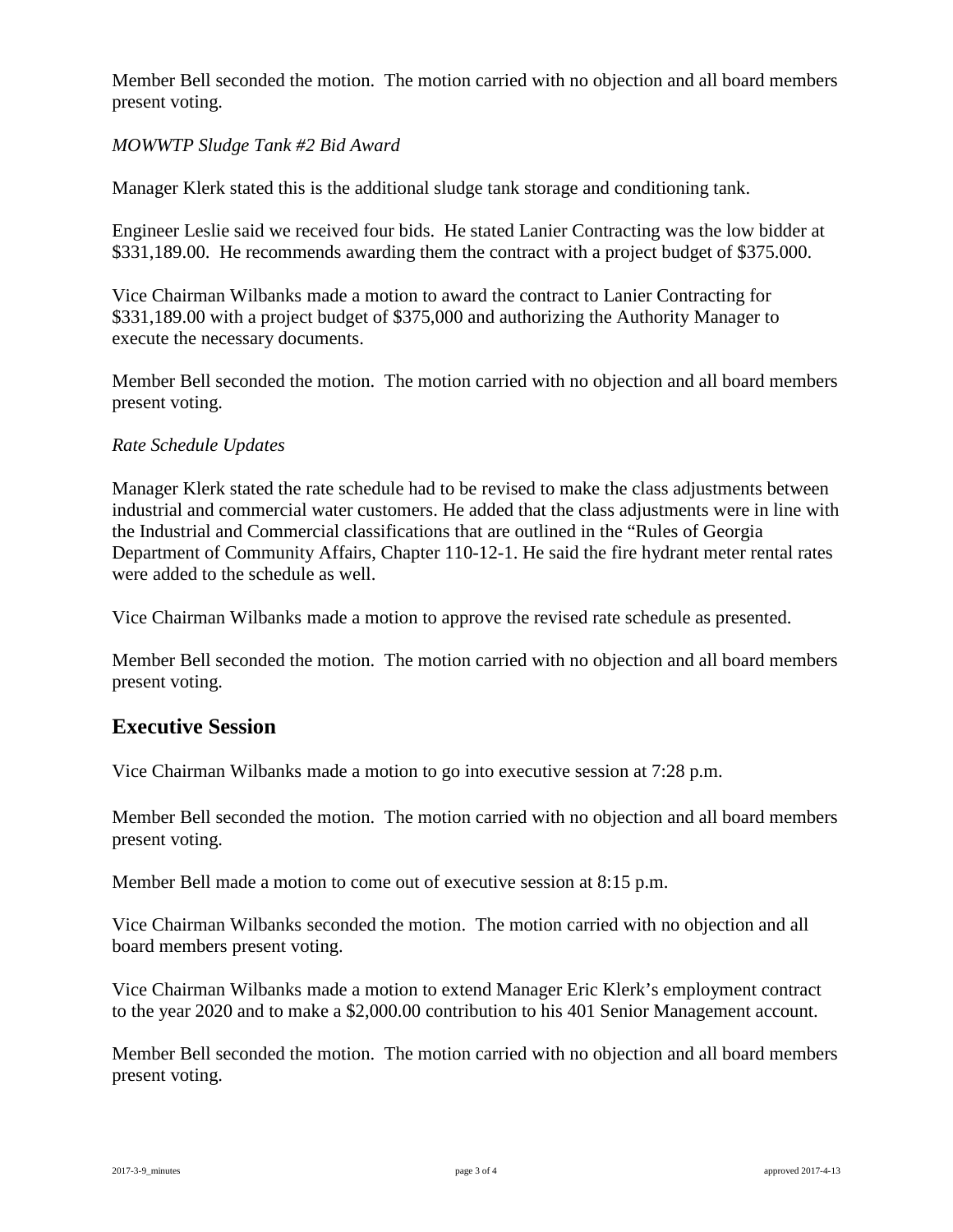Member Bell seconded the motion. The motion carried with no objection and all board members present voting.

*MOWWTP Sludge Tank #2 Bid Award*

Manager Klerk stated this is the additional sludge tank storage and conditioning tank.

Engineer Leslie said we received four bids. He stated Lanier Contracting was the low bidder at $331,189.00. He recommends awarding them the contract with a project budget of $375.000.

Vice Chairman Wilbanks made a motion to award the contract to Lanier Contracting for $331,189.00 with a project budget of $375,000 and authorizing the Authority Manager to execute the necessary documents.

Member Bell seconded the motion. The motion carried with no objection and all board members present voting.

*Rate Schedule Updates*

Manager Klerk stated the rate schedule had to be revised to make the class adjustments between industrial and commercial water customers. He added that the class adjustments were in line with the Industrial and Commercial classifications that are outlined in the "Rules of Georgia Department of Community Affairs, Chapter 110-12-1. He said the fire hydrant meter rental rates were added to the schedule as well.

Vice Chairman Wilbanks made a motion to approve the revised rate schedule as presented.

Member Bell seconded the motion. The motion carried with no objection and all board members present voting.

## Executive Session

Vice Chairman Wilbanks made a motion to go into executive session at 7:28 p.m.

Member Bell seconded the motion. The motion carried with no objection and all board members present voting.

Member Bell made a motion to come out of executive session at 8:15 p.m.

Vice Chairman Wilbanks seconded the motion. The motion carried with no objection and all board members present voting.

Vice Chairman Wilbanks made a motion to extend Manager Eric Klerk's employment contract to the year 2020 and to make a $2,000.00 contribution to his 401 Senior Management account.

Member Bell seconded the motion. The motion carried with no objection and all board members present voting.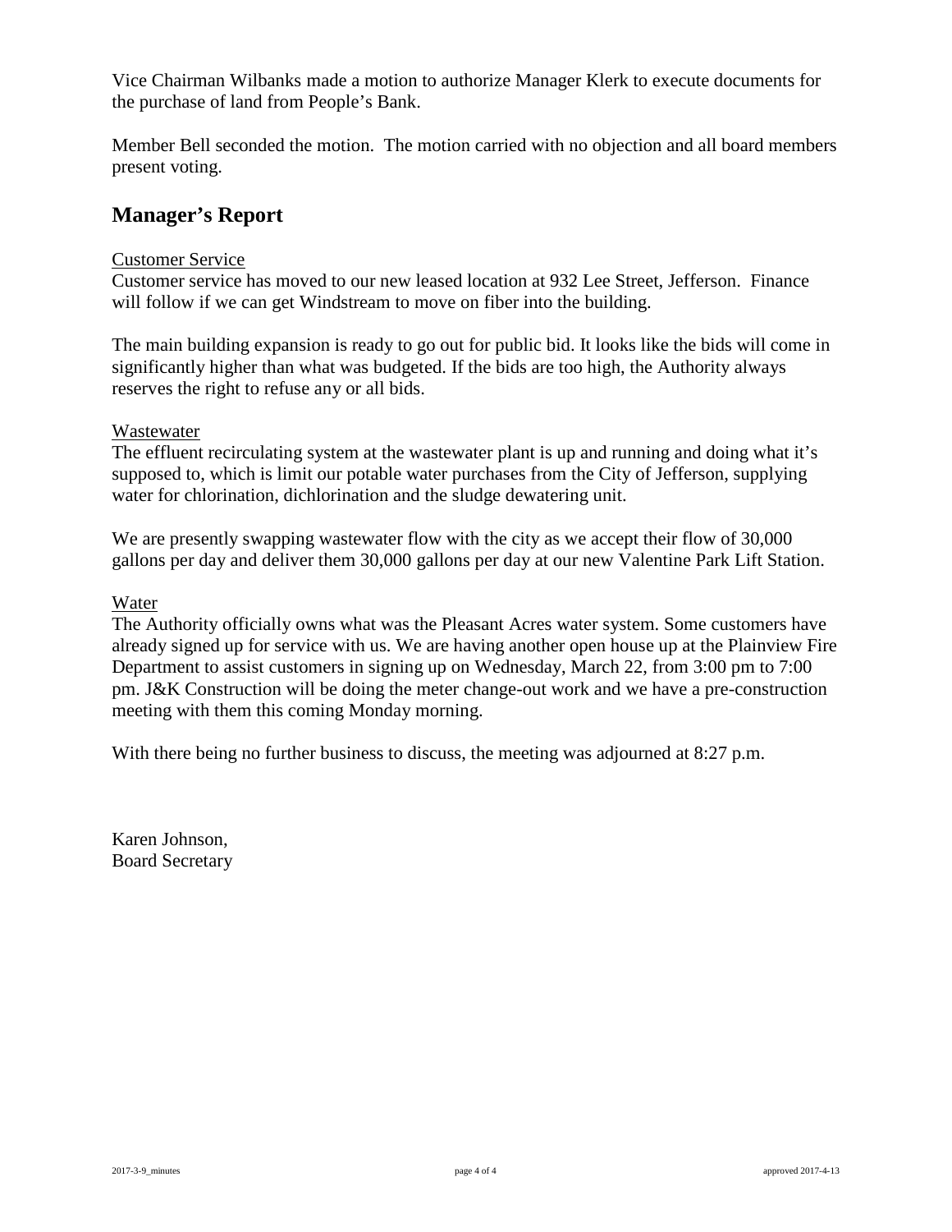Vice Chairman Wilbanks made a motion to authorize Manager Klerk to execute documents for the purchase of land from People's Bank.

Member Bell seconded the motion. The motion carried with no objection and all board members present voting.

## Manager's Report

Customer Service

Customer service has moved to our new leased location at 932 Lee Street, Jefferson. Finance will follow if we can get Windstream to move on fiber into the building.

The main building expansion is ready to go out for public bid. It looks like the bids will come in significantly higher than what was budgeted. If the bids are too high, the Authority always reserves the right to refuse any or all bids.

Wastewater

The effluent recirculating system at the wastewater plant is up and running and doing what it's supposed to, which is limit our potable water purchases from the City of Jefferson, supplying water for chlorination, dichlorination and the sludge dewatering unit.

We are presently swapping wastewater flow with the city as we accept their flow of 30,000 gallons per day and deliver them 30,000 gallons per day at our new Valentine Park Lift Station.

Water

The Authority officially owns what was the Pleasant Acres water system. Some customers have already signed up for service with us. We are having another open house up at the Plainview Fire Department to assist customers in signing up on Wednesday, March 22, from 3:00 pm to 7:00 pm. J&K Construction will be doing the meter change-out work and we have a pre-construction meeting with them this coming Monday morning.

With there being no further business to discuss, the meeting was adjourned at 8:27 p.m.

Karen Johnson,
Board Secretary